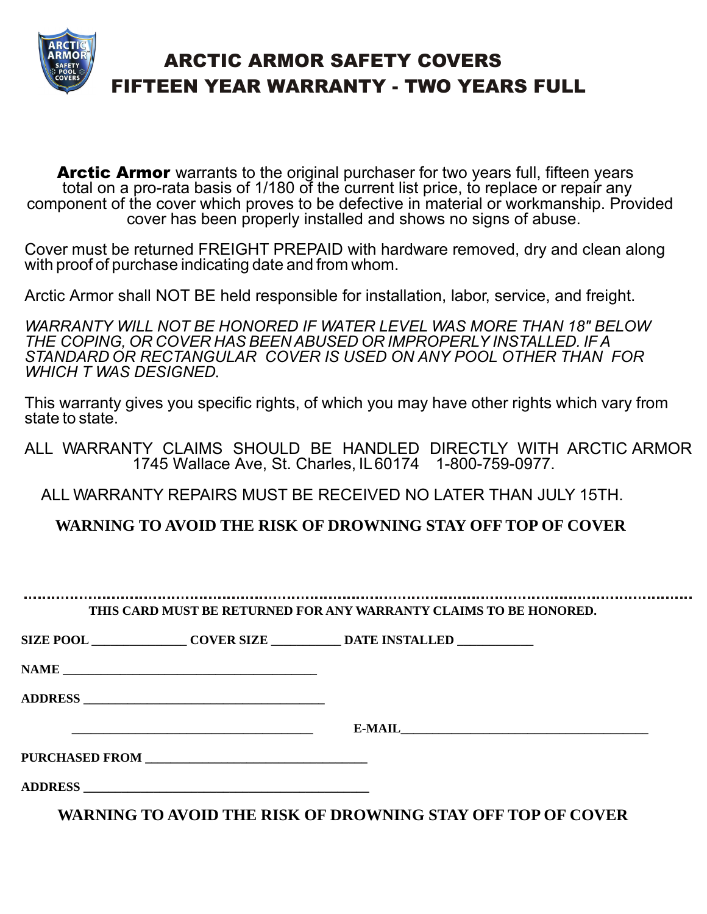# ARCTIC ARMOR SAFETY COVERS
# FIFTEEN YEAR WARRANTY - TWO YEARS FULL

**Arctic Armor** warrants to the original purchaser for two years full, fifteen years total on a pro-rata basis of 1/180 of the current list price, to replace or repair any component of the cover which proves to be defective in material or workmanship. Provided cover has been properly installed and shows no signs of abuse.

Cover must be returned FREIGHT PREPAID with hardware removed, dry and clean along with proof of purchase indicating date and from whom.

Arctic Armor shall NOT BE held responsible for installation, labor, service, and freight.

*WARRANTY WILL NOT BE HONORED IF WATER LEVEL WAS MORE THAN 18" BELOW THE COPING, OR COVER HAS BEEN ABUSED OR IMPROPERLY INSTALLED. IF A STANDARD OR RECTANGULAR COVER IS USED ON ANY POOL OTHER THAN FOR WHICH T WAS DESIGNED.*

This warranty gives you specific rights, of which you may have other rights which vary from state to state.

ALL WARRANTY CLAIMS SHOULD BE HANDLED DIRECTLY WITH ARCTIC ARMOR
1745 Wallace Ave, St. Charles, IL 60174 1-800-759-0977.

ALL WARRANTY REPAIRS MUST BE RECEIVED NO LATER THAN JULY 15TH.

**WARNING TO AVOID THE RISK OF DROWNING STAY OFF TOP OF COVER**

---

**THIS CARD MUST BE RETURNED FOR ANY WARRANTY CLAIMS TO BE HONORED.**

**SIZE POOL** _______________ **COVER SIZE** ___________ **DATE INSTALLED** ____________

**NAME** ________________________________________

**ADDRESS** ______________________________________

______________________________________ **E-MAIL**_______________________________________

**PURCHASED FROM** __________________________________

**ADDRESS** _____________________________________________

**WARNING TO AVOID THE RISK OF DROWNING STAY OFF TOP OF COVER**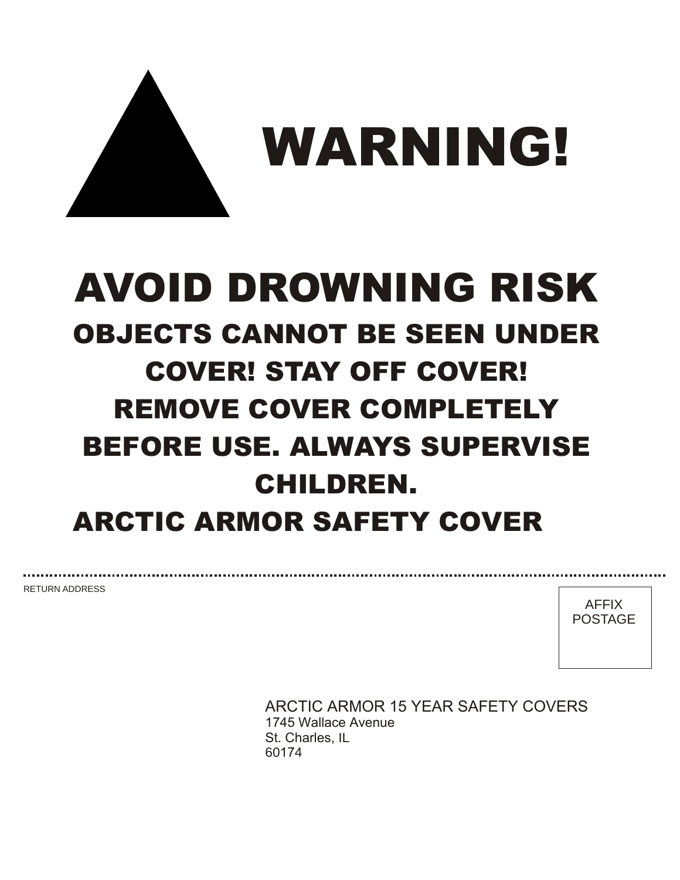# WARNING!

## AVOID DROWNING RISK

### OBJECTS CANNOT BE SEEN UNDER COVER! STAY OFF COVER! REMOVE COVER COMPLETELY BEFORE USE. ALWAYS SUPERVISE CHILDREN.

### ARCTIC ARMOR SAFETY COVER

---

RETURN ADDRESS

AFFIX
POSTAGE

ARCTIC ARMOR 15 YEAR SAFETY COVERS
1745 Wallace Avenue
St. Charles, IL
60174